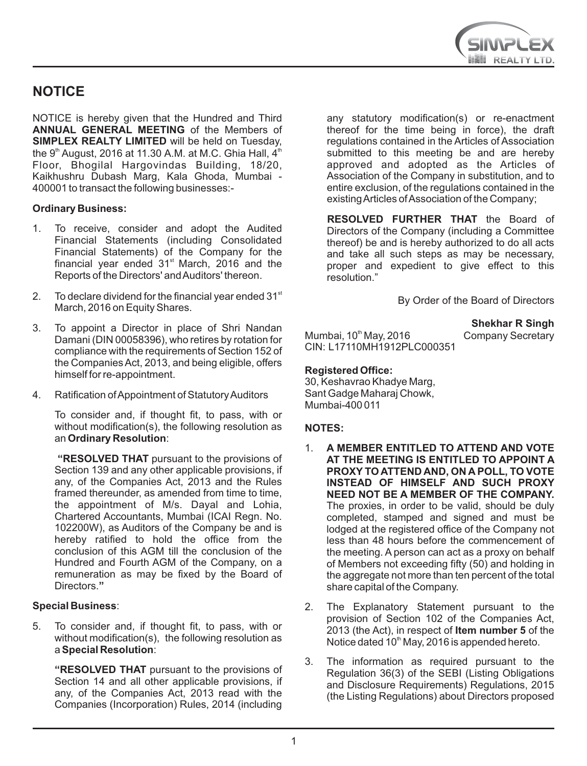## NOTICE

NOTICE is hereby given that the Hundred and Third **ANNUAL GENERAL MEETING** of the Members of **SIMPLEX REALTY LIMITED** will be held on Tuesday, the 9th August, 2016 at 11.30 A.M. at M.C. Ghia Hall, 4th Floor, Bhogilal Hargovindas Building, 18/20, Kaikhushru Dubash Marg, Kala Ghoda, Mumbai - 400001 to transact the following businesses:-

**Ordinary Business:**

1. To receive, consider and adopt the Audited Financial Statements (including Consolidated Financial Statements) of the Company for the financial year ended 31st March, 2016 and the Reports of the Directors' and Auditors' thereon.

2. To declare dividend for the financial year ended 31st March, 2016 on Equity Shares.

3. To appoint a Director in place of Shri Nandan Damani (DIN 00058396), who retires by rotation for compliance with the requirements of Section 152 of the Companies Act, 2013, and being eligible, offers himself for re-appointment.

4. Ratification of Appointment of Statutory Auditors

   To consider and, if thought fit, to pass, with or without modification(s), the following resolution as an **Ordinary Resolution**:

   **"RESOLVED THAT** pursuant to the provisions of Section 139 and any other applicable provisions, if any, of the Companies Act, 2013 and the Rules framed thereunder, as amended from time to time, the appointment of M/s. Dayal and Lohia, Chartered Accountants, Mumbai (ICAI Regn. No. 102200W), as Auditors of the Company be and is hereby ratified to hold the office from the conclusion of this AGM till the conclusion of the Hundred and Fourth AGM of the Company, on a remuneration as may be fixed by the Board of Directors.**"**

**Special Business**:

5. To consider and, if thought fit, to pass, with or without modification(s), the following resolution as a **Special Resolution**:

   **"RESOLVED THAT** pursuant to the provisions of Section 14 and all other applicable provisions, if any, of the Companies Act, 2013 read with the Companies (Incorporation) Rules, 2014 (including any statutory modification(s) or re-enactment thereof for the time being in force), the draft regulations contained in the Articles of Association submitted to this meeting be and are hereby approved and adopted as the Articles of Association of the Company in substitution, and to entire exclusion, of the regulations contained in the existing Articles of Association of the Company;

   **RESOLVED FURTHER THAT** the Board of Directors of the Company (including a Committee thereof) be and is hereby authorized to do all acts and take all such steps as may be necessary, proper and expedient to give effect to this resolution."

By Order of the Board of Directors

**Shekhar R Singh**
Company Secretary

Mumbai, 10th May, 2016
CIN: L17110MH1912PLC000351

**Registered Office:**
30, Keshavrao Khadye Marg,
Sant Gadge Maharaj Chowk,
Mumbai-400 011

**NOTES:**

1. **A MEMBER ENTITLED TO ATTEND AND VOTE AT THE MEETING IS ENTITLED TO APPOINT A PROXY TO ATTEND AND, ON A POLL, TO VOTE INSTEAD OF HIMSELF AND SUCH PROXY NEED NOT BE A MEMBER OF THE COMPANY.** The proxies, in order to be valid, should be duly completed, stamped and signed and must be lodged at the registered office of the Company not less than 48 hours before the commencement of the meeting. A person can act as a proxy on behalf of Members not exceeding fifty (50) and holding in the aggregate not more than ten percent of the total share capital of the Company.

2. The Explanatory Statement pursuant to the provision of Section 102 of the Companies Act, 2013 (the Act), in respect of **Item number 5** of the Notice dated 10th May, 2016 is appended hereto.

3. The information as required pursuant to the Regulation 36(3) of the SEBI (Listing Obligations and Disclosure Requirements) Regulations, 2015 (the Listing Regulations) about Directors proposed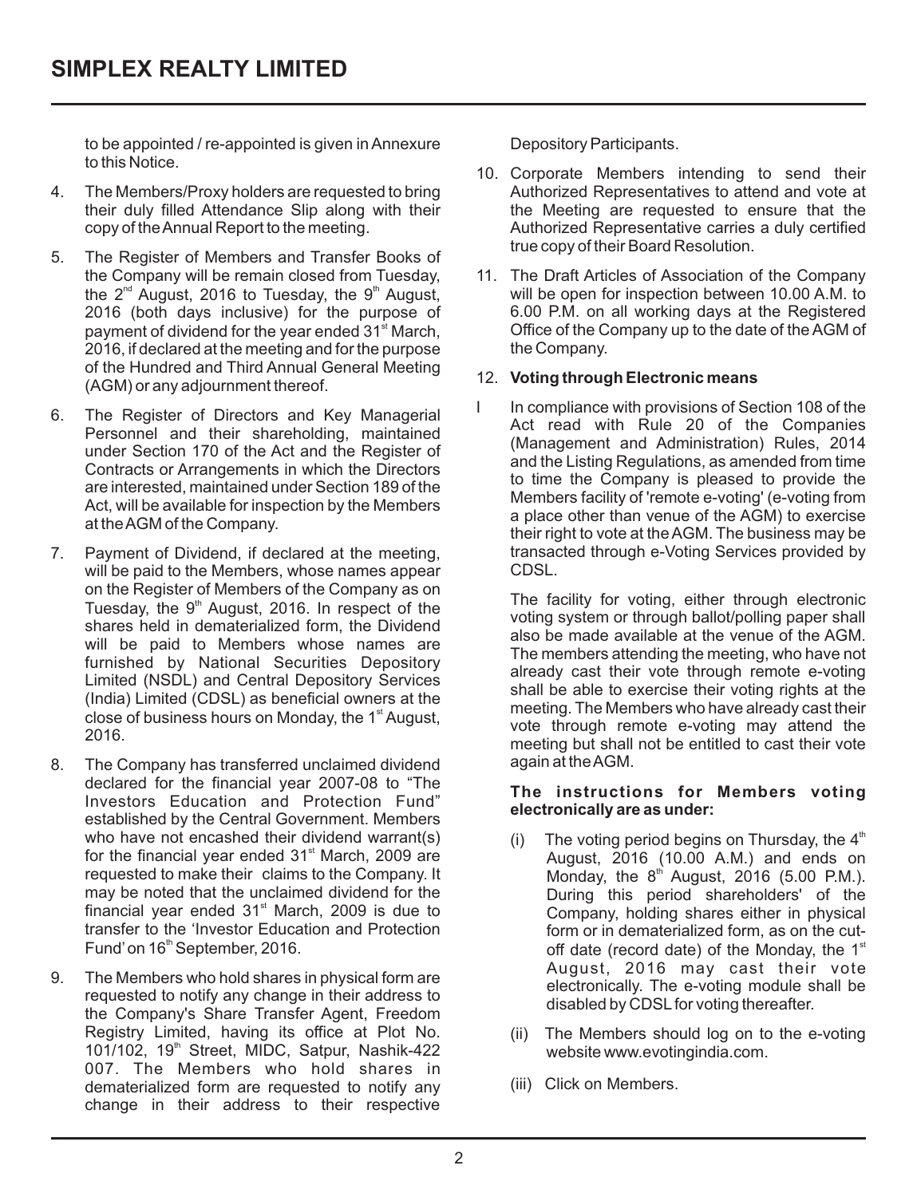to be appointed / re-appointed is given in Annexure to this Notice.

4. The Members/Proxy holders are requested to bring their duly filled Attendance Slip along with their copy of the Annual Report to the meeting.

5. The Register of Members and Transfer Books of the Company will be remain closed from Tuesday, the 2nd August, 2016 to Tuesday, the 9th August, 2016 (both days inclusive) for the purpose of payment of dividend for the year ended 31st March, 2016, if declared at the meeting and for the purpose of the Hundred and Third Annual General Meeting (AGM) or any adjournment thereof.

6. The Register of Directors and Key Managerial Personnel and their shareholding, maintained under Section 170 of the Act and the Register of Contracts or Arrangements in which the Directors are interested, maintained under Section 189 of the Act, will be available for inspection by the Members at the AGM of the Company.

7. Payment of Dividend, if declared at the meeting, will be paid to the Members, whose names appear on the Register of Members of the Company as on Tuesday, the 9th August, 2016. In respect of the shares held in dematerialized form, the Dividend will be paid to Members whose names are furnished by National Securities Depository Limited (NSDL) and Central Depository Services (India) Limited (CDSL) as beneficial owners at the close of business hours on Monday, the 1st August, 2016.

8. The Company has transferred unclaimed dividend declared for the financial year 2007-08 to "The Investors Education and Protection Fund" established by the Central Government. Members who have not encashed their dividend warrant(s) for the financial year ended 31st March, 2009 are requested to make their claims to the Company. It may be noted that the unclaimed dividend for the financial year ended 31st March, 2009 is due to transfer to the 'Investor Education and Protection Fund' on 16th September, 2016.

9. The Members who hold shares in physical form are requested to notify any change in their address to the Company's Share Transfer Agent, Freedom Registry Limited, having its office at Plot No. 101/102, 19th Street, MIDC, Satpur, Nashik-422 007. The Members who hold shares in dematerialized form are requested to notify any change in their address to their respective Depository Participants.

10. Corporate Members intending to send their Authorized Representatives to attend and vote at the Meeting are requested to ensure that the Authorized Representative carries a duly certified true copy of their Board Resolution.

11. The Draft Articles of Association of the Company will be open for inspection between 10.00 A.M. to 6.00 P.M. on all working days at the Registered Office of the Company up to the date of the AGM of the Company.

12. **Voting through Electronic means**

I In compliance with provisions of Section 108 of the Act read with Rule 20 of the Companies (Management and Administration) Rules, 2014 and the Listing Regulations, as amended from time to time the Company is pleased to provide the Members facility of 'remote e-voting' (e-voting from a place other than venue of the AGM) to exercise their right to vote at the AGM. The business may be transacted through e-Voting Services provided by CDSL.

The facility for voting, either through electronic voting system or through ballot/polling paper shall also be made available at the venue of the AGM. The members attending the meeting, who have not already cast their vote through remote e-voting shall be able to exercise their voting rights at the meeting. The Members who have already cast their vote through remote e-voting may attend the meeting but shall not be entitled to cast their vote again at the AGM.

**The instructions for Members voting electronically are as under:**

(i) The voting period begins on Thursday, the 4th August, 2016 (10.00 A.M.) and ends on Monday, the 8th August, 2016 (5.00 P.M.). During this period shareholders' of the Company, holding shares either in physical form or in dematerialized form, as on the cut-off date (record date) of the Monday, the 1st August, 2016 may cast their vote electronically. The e-voting module shall be disabled by CDSL for voting thereafter.

(ii) The Members should log on to the e-voting website www.evotingindia.com.

(iii) Click on Members.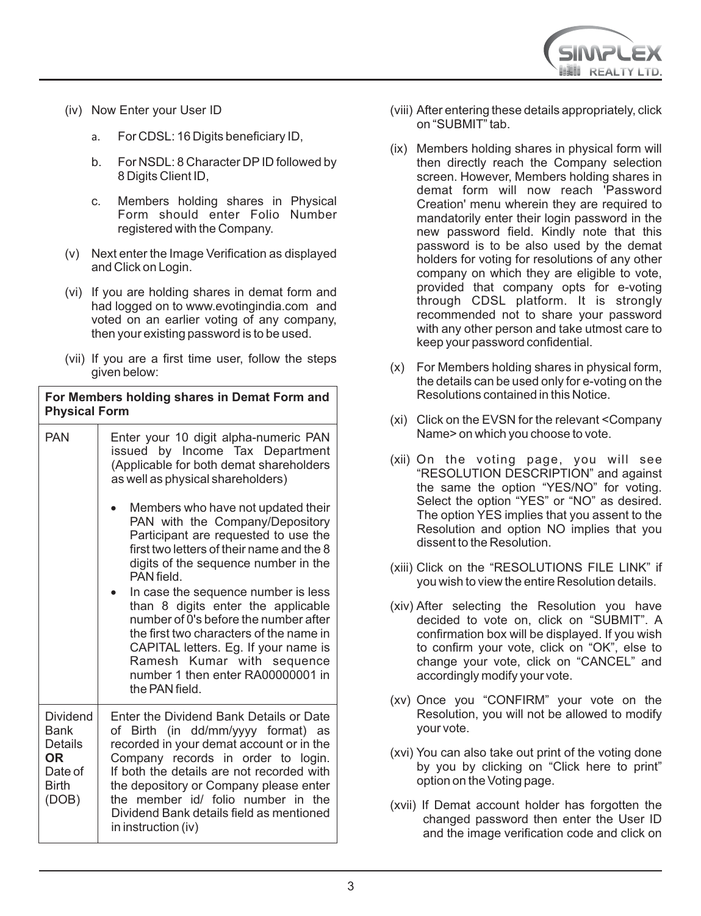(iv) Now Enter your User ID

a. For CDSL: 16 Digits beneficiary ID,

b. For NSDL: 8 Character DP ID followed by 8 Digits Client ID,

c. Members holding shares in Physical Form should enter Folio Number registered with the Company.

(v) Next enter the Image Verification as displayed and Click on Login.

(vi) If you are holding shares in demat form and had logged on to www.evotingindia.com and voted on an earlier voting of any company, then your existing password is to be used.

(vii) If you are a first time user, follow the steps given below:

| **For Members holding shares in Demat Form and Physical Form** | |
|---|---|
| PAN | Enter your 10 digit alpha-numeric PAN issued by Income Tax Department (Applicable for both demat shareholders as well as physical shareholders)<br>• Members who have not updated their PAN with the Company/Depository Participant are requested to use the first two letters of their name and the 8 digits of the sequence number in the PAN field.<br>• In case the sequence number is less than 8 digits enter the applicable number of 0's before the number after the first two characters of the name in CAPITAL letters. Eg. If your name is Ramesh Kumar with sequence number 1 then enter RA00000001 in the PAN field. |
| Dividend Bank Details **OR** Date of Birth (DOB) | Enter the Dividend Bank Details or Date of Birth (in dd/mm/yyyy format) as recorded in your demat account or in the Company records in order to login. If both the details are not recorded with the depository or Company please enter the member id/ folio number in the Dividend Bank details field as mentioned in instruction (iv) |

(viii) After entering these details appropriately, click on "SUBMIT" tab.

(ix) Members holding shares in physical form will then directly reach the Company selection screen. However, Members holding shares in demat form will now reach 'Password Creation' menu wherein they are required to mandatorily enter their login password in the new password field. Kindly note that this password is to be also used by the demat holders for voting for resolutions of any other company on which they are eligible to vote, provided that company opts for e-voting through CDSL platform. It is strongly recommended not to share your password with any other person and take utmost care to keep your password confidential.

(x) For Members holding shares in physical form, the details can be used only for e-voting on the Resolutions contained in this Notice.

(xi) Click on the EVSN for the relevant <Company Name> on which you choose to vote.

(xii) On the voting page, you will see "RESOLUTION DESCRIPTION" and against the same the option "YES/NO" for voting. Select the option "YES" or "NO" as desired. The option YES implies that you assent to the Resolution and option NO implies that you dissent to the Resolution.

(xiii) Click on the "RESOLUTIONS FILE LINK" if you wish to view the entire Resolution details.

(xiv) After selecting the Resolution you have decided to vote on, click on "SUBMIT". A confirmation box will be displayed. If you wish to confirm your vote, click on "OK", else to change your vote, click on "CANCEL" and accordingly modify your vote.

(xv) Once you "CONFIRM" your vote on the Resolution, you will not be allowed to modify your vote.

(xvi) You can also take out print of the voting done by you by clicking on "Click here to print" option on the Voting page.

(xvii) If Demat account holder has forgotten the changed password then enter the User ID and the image verification code and click on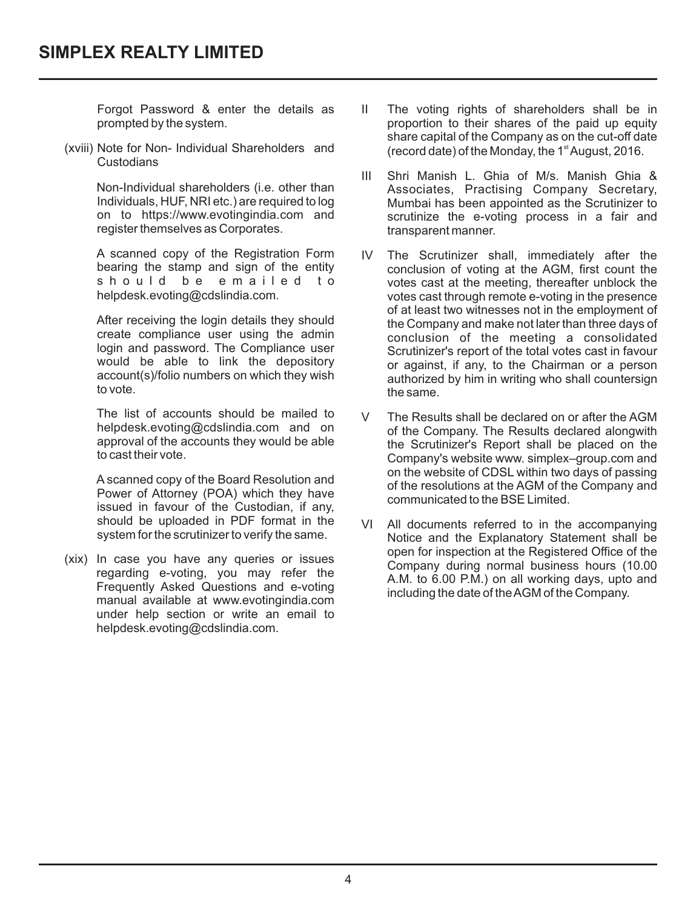Forgot Password & enter the details as prompted by the system.

(xviii) Note for Non- Individual Shareholders and Custodians

Non-Individual shareholders (i.e. other than Individuals, HUF, NRI etc.) are required to log on to https://www.evotingindia.com and register themselves as Corporates.

A scanned copy of the Registration Form bearing the stamp and sign of the entity should be emailed to helpdesk.evoting@cdslindia.com.

After receiving the login details they should create compliance user using the admin login and password. The Compliance user would be able to link the depository account(s)/folio numbers on which they wish to vote.

The list of accounts should be mailed to helpdesk.evoting@cdslindia.com and on approval of the accounts they would be able to cast their vote.

A scanned copy of the Board Resolution and Power of Attorney (POA) which they have issued in favour of the Custodian, if any, should be uploaded in PDF format in the system for the scrutinizer to verify the same.

(xix) In case you have any queries or issues regarding e-voting, you may refer the Frequently Asked Questions and e-voting manual available at www.evotingindia.com under help section or write an email to helpdesk.evoting@cdslindia.com.

II The voting rights of shareholders shall be in proportion to their shares of the paid up equity share capital of the Company as on the cut-off date (record date) of the Monday, the 1st August, 2016.

III Shri Manish L. Ghia of M/s. Manish Ghia & Associates, Practising Company Secretary, Mumbai has been appointed as the Scrutinizer to scrutinize the e-voting process in a fair and transparent manner.

IV The Scrutinizer shall, immediately after the conclusion of voting at the AGM, first count the votes cast at the meeting, thereafter unblock the votes cast through remote e-voting in the presence of at least two witnesses not in the employment of the Company and make not later than three days of conclusion of the meeting a consolidated Scrutinizer's report of the total votes cast in favour or against, if any, to the Chairman or a person authorized by him in writing who shall countersign the same.

V The Results shall be declared on or after the AGM of the Company. The Results declared alongwith the Scrutinizer's Report shall be placed on the Company's website www. simplex–group.com and on the website of CDSL within two days of passing of the resolutions at the AGM of the Company and communicated to the BSE Limited.

VI All documents referred to in the accompanying Notice and the Explanatory Statement shall be open for inspection at the Registered Office of the Company during normal business hours (10.00 A.M. to 6.00 P.M.) on all working days, upto and including the date of the AGM of the Company.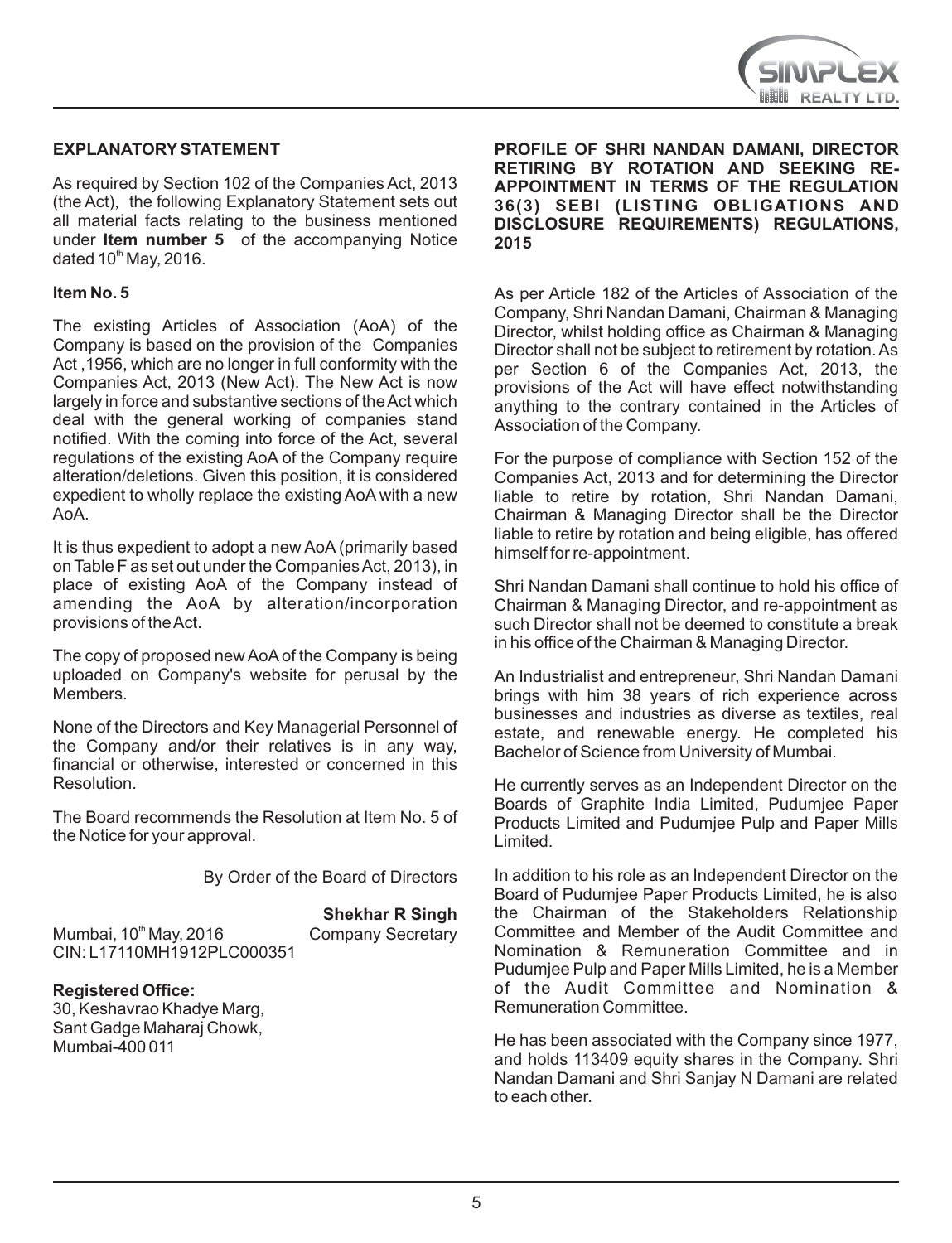## EXPLANATORY STATEMENT

As required by Section 102 of the Companies Act, 2013 (the Act), the following Explanatory Statement sets out all material facts relating to the business mentioned under **Item number 5** of the accompanying Notice dated 10th May, 2016.

### Item No. 5

The existing Articles of Association (AoA) of the Company is based on the provision of the Companies Act ,1956, which are no longer in full conformity with the Companies Act, 2013 (New Act). The New Act is now largely in force and substantive sections of the Act which deal with the general working of companies stand notified. With the coming into force of the Act, several regulations of the existing AoA of the Company require alteration/deletions. Given this position, it is considered expedient to wholly replace the existing AoA with a new AoA.

It is thus expedient to adopt a new AoA (primarily based on Table F as set out under the Companies Act, 2013), in place of existing AoA of the Company instead of amending the AoA by alteration/incorporation provisions of the Act.

The copy of proposed new AoA of the Company is being uploaded on Company's website for perusal by the Members.

None of the Directors and Key Managerial Personnel of the Company and/or their relatives is in any way, financial or otherwise, interested or concerned in this Resolution.

The Board recommends the Resolution at Item No. 5 of the Notice for your approval.

By Order of the Board of Directors

**Shekhar R Singh**
Company Secretary

Mumbai, 10th May, 2016
CIN: L17110MH1912PLC000351

**Registered Office:**
30, Keshavrao Khadye Marg,
Sant Gadge Maharaj Chowk,
Mumbai-400 011

## PROFILE OF SHRI NANDAN DAMANI, DIRECTOR RETIRING BY ROTATION AND SEEKING RE-APPOINTMENT IN TERMS OF THE REGULATION 36(3) SEBI (LISTING OBLIGATIONS AND DISCLOSURE REQUIREMENTS) REGULATIONS, 2015

As per Article 182 of the Articles of Association of the Company, Shri Nandan Damani, Chairman & Managing Director, whilst holding office as Chairman & Managing Director shall not be subject to retirement by rotation. As per Section 6 of the Companies Act, 2013, the provisions of the Act will have effect notwithstanding anything to the contrary contained in the Articles of Association of the Company.

For the purpose of compliance with Section 152 of the Companies Act, 2013 and for determining the Director liable to retire by rotation, Shri Nandan Damani, Chairman & Managing Director shall be the Director liable to retire by rotation and being eligible, has offered himself for re-appointment.

Shri Nandan Damani shall continue to hold his office of Chairman & Managing Director, and re-appointment as such Director shall not be deemed to constitute a break in his office of the Chairman & Managing Director.

An Industrialist and entrepreneur, Shri Nandan Damani brings with him 38 years of rich experience across businesses and industries as diverse as textiles, real estate, and renewable energy. He completed his Bachelor of Science from University of Mumbai.

He currently serves as an Independent Director on the Boards of Graphite India Limited, Pudumjee Paper Products Limited and Pudumjee Pulp and Paper Mills Limited.

In addition to his role as an Independent Director on the Board of Pudumjee Paper Products Limited, he is also the Chairman of the Stakeholders Relationship Committee and Member of the Audit Committee and Nomination & Remuneration Committee and in Pudumjee Pulp and Paper Mills Limited, he is a Member of the Audit Committee and Nomination & Remuneration Committee.

He has been associated with the Company since 1977, and holds 113409 equity shares in the Company. Shri Nandan Damani and Shri Sanjay N Damani are related to each other.